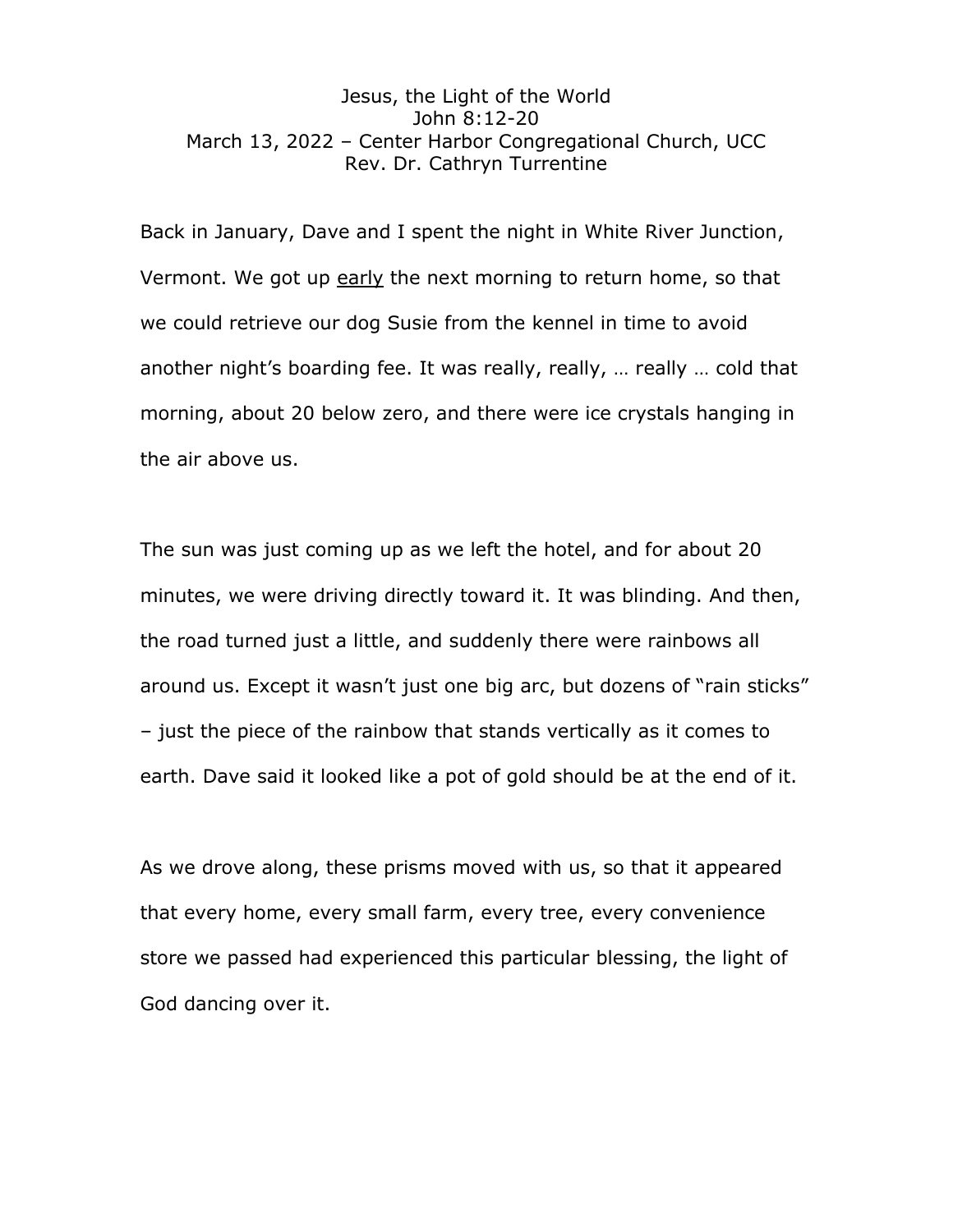# Jesus, the Light of the World

John 8:12-20

March 13, 2022 – Center Harbor Congregational Church, UCC

Rev. Dr. Cathryn Turrentine

Back in January, Dave and I spent the night in White River Junction, Vermont. We got up <u>early</u> the next morning to return home, so that we could retrieve our dog Susie from the kennel in time to avoid another night's boarding fee. It was really, really, … really … cold that morning, about 20 below zero, and there were ice crystals hanging in the air above us.

The sun was just coming up as we left the hotel, and for about 20 minutes, we were driving directly toward it. It was blinding. And then, the road turned just a little, and suddenly there were rainbows all around us. Except it wasn't just one big arc, but dozens of "rain sticks" – just the piece of the rainbow that stands vertically as it comes to earth. Dave said it looked like a pot of gold should be at the end of it.

As we drove along, these prisms moved with us, so that it appeared that every home, every small farm, every tree, every convenience store we passed had experienced this particular blessing, the light of God dancing over it.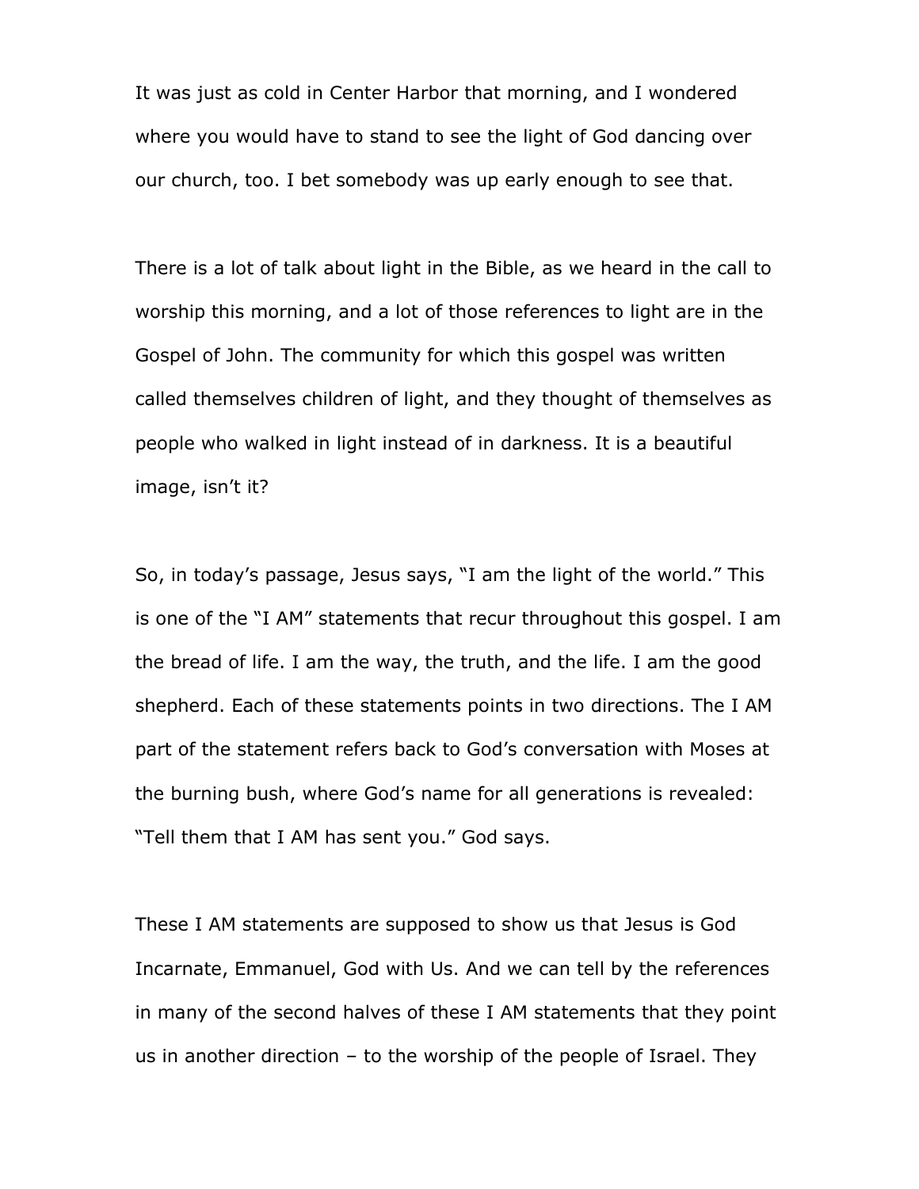It was just as cold in Center Harbor that morning, and I wondered where you would have to stand to see the light of God dancing over our church, too. I bet somebody was up early enough to see that.

There is a lot of talk about light in the Bible, as we heard in the call to worship this morning, and a lot of those references to light are in the Gospel of John. The community for which this gospel was written called themselves children of light, and they thought of themselves as people who walked in light instead of in darkness. It is a beautiful image, isn't it?

So, in today's passage, Jesus says, "I am the light of the world." This is one of the "I AM" statements that recur throughout this gospel. I am the bread of life. I am the way, the truth, and the life. I am the good shepherd. Each of these statements points in two directions. The I AM part of the statement refers back to God's conversation with Moses at the burning bush, where God's name for all generations is revealed: "Tell them that I AM has sent you." God says.

These I AM statements are supposed to show us that Jesus is God Incarnate, Emmanuel, God with Us. And we can tell by the references in many of the second halves of these I AM statements that they point us in another direction – to the worship of the people of Israel. They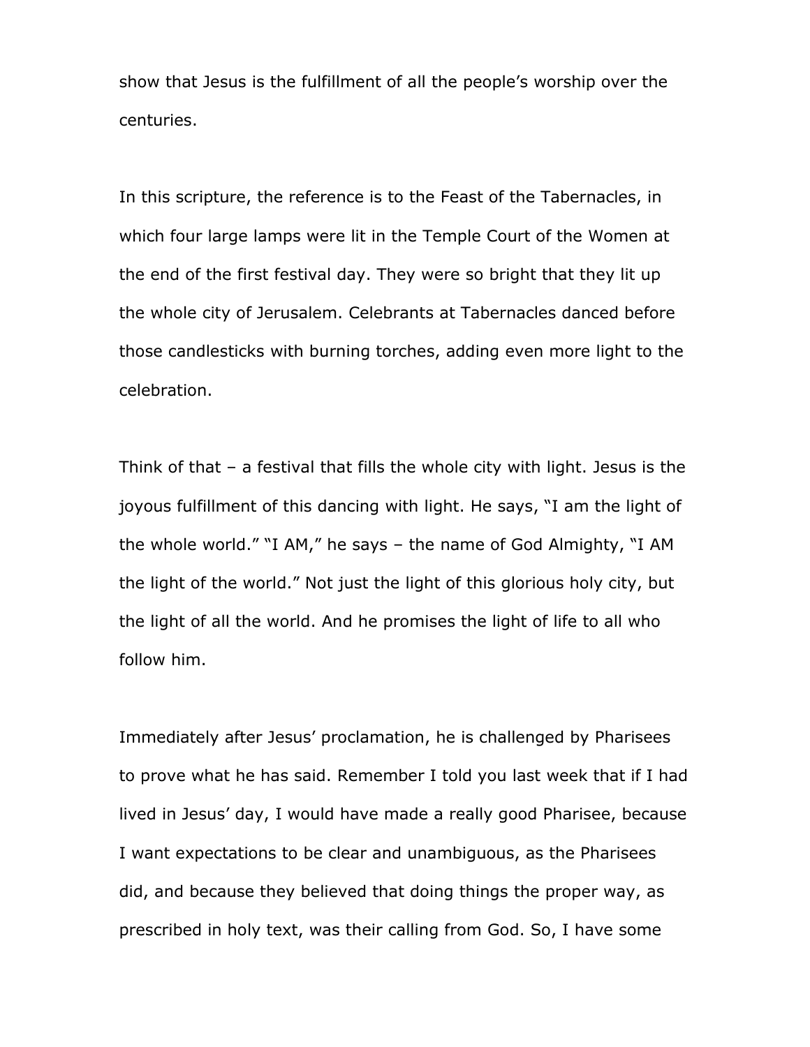show that Jesus is the fulfillment of all the people's worship over the centuries.

In this scripture, the reference is to the Feast of the Tabernacles, in which four large lamps were lit in the Temple Court of the Women at the end of the first festival day. They were so bright that they lit up the whole city of Jerusalem. Celebrants at Tabernacles danced before those candlesticks with burning torches, adding even more light to the celebration.

Think of that – a festival that fills the whole city with light. Jesus is the joyous fulfillment of this dancing with light. He says, "I am the light of the whole world." "I AM," he says – the name of God Almighty, "I AM the light of the world." Not just the light of this glorious holy city, but the light of all the world. And he promises the light of life to all who follow him.

Immediately after Jesus' proclamation, he is challenged by Pharisees to prove what he has said. Remember I told you last week that if I had lived in Jesus' day, I would have made a really good Pharisee, because I want expectations to be clear and unambiguous, as the Pharisees did, and because they believed that doing things the proper way, as prescribed in holy text, was their calling from God. So, I have some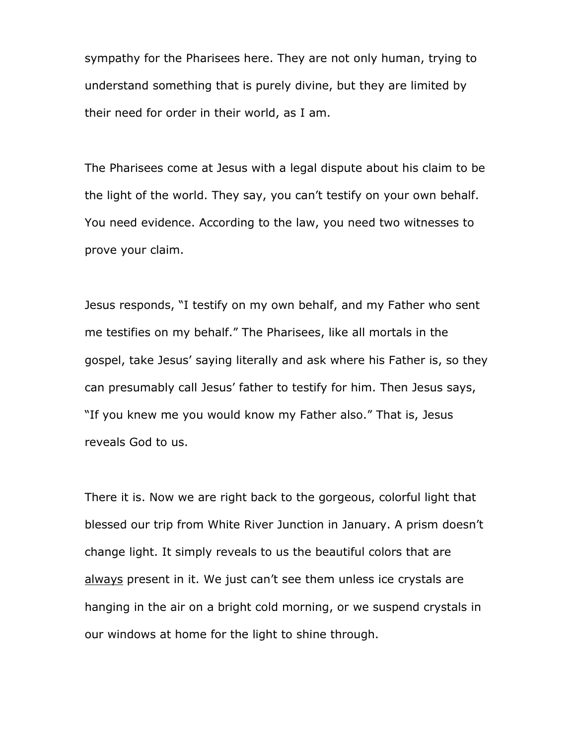sympathy for the Pharisees here. They are not only human, trying to understand something that is purely divine, but they are limited by their need for order in their world, as I am.

The Pharisees come at Jesus with a legal dispute about his claim to be the light of the world. They say, you can't testify on your own behalf. You need evidence. According to the law, you need two witnesses to prove your claim.

Jesus responds, "I testify on my own behalf, and my Father who sent me testifies on my behalf." The Pharisees, like all mortals in the gospel, take Jesus' saying literally and ask where his Father is, so they can presumably call Jesus' father to testify for him. Then Jesus says, "If you knew me you would know my Father also." That is, Jesus reveals God to us.

There it is. Now we are right back to the gorgeous, colorful light that blessed our trip from White River Junction in January. A prism doesn't change light. It simply reveals to us the beautiful colors that are <u>always</u> present in it. We just can't see them unless ice crystals are hanging in the air on a bright cold morning, or we suspend crystals in our windows at home for the light to shine through.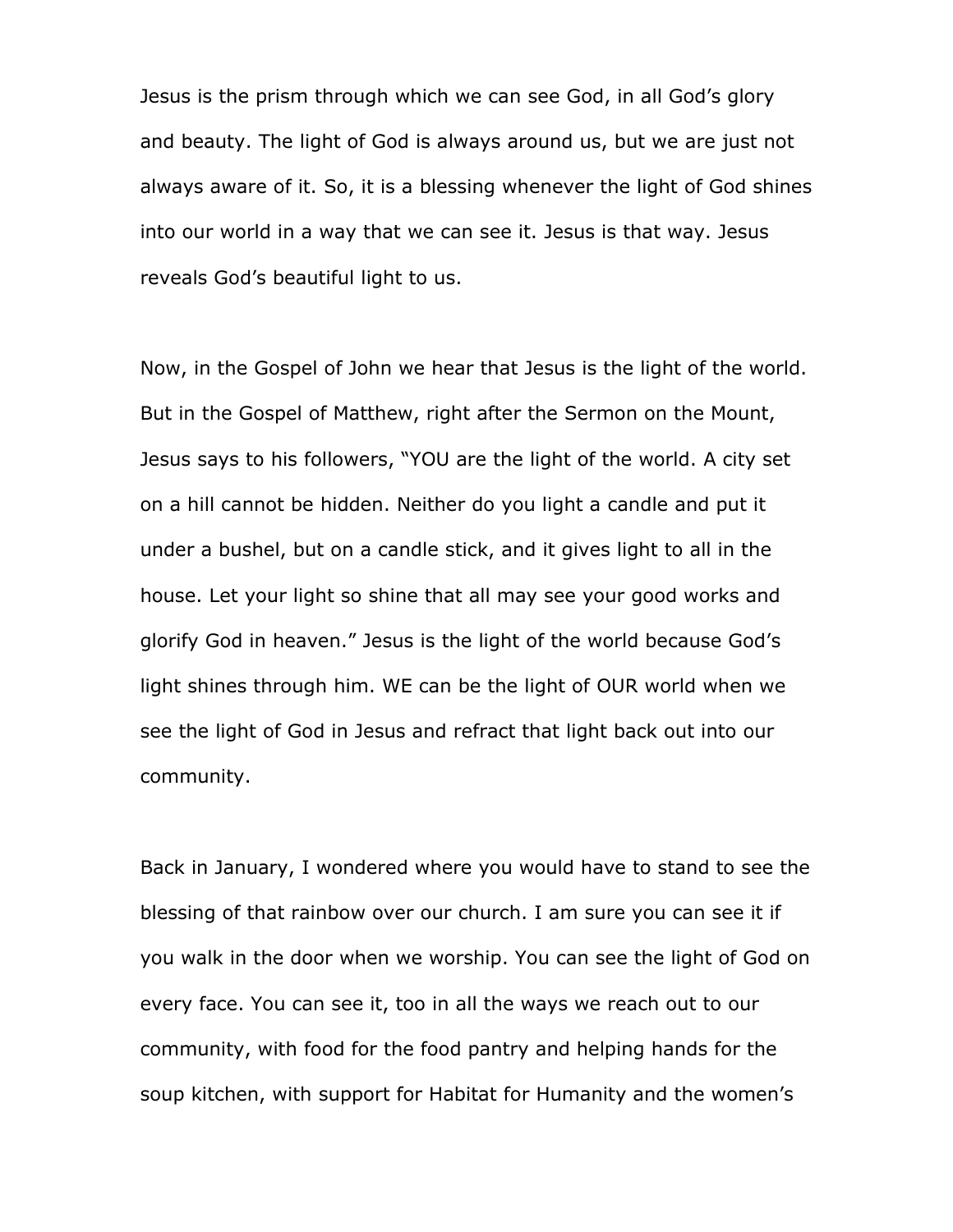Jesus is the prism through which we can see God, in all God's glory and beauty. The light of God is always around us, but we are just not always aware of it. So, it is a blessing whenever the light of God shines into our world in a way that we can see it. Jesus is that way. Jesus reveals God's beautiful light to us.

Now, in the Gospel of John we hear that Jesus is the light of the world. But in the Gospel of Matthew, right after the Sermon on the Mount, Jesus says to his followers, "YOU are the light of the world. A city set on a hill cannot be hidden. Neither do you light a candle and put it under a bushel, but on a candle stick, and it gives light to all in the house. Let your light so shine that all may see your good works and glorify God in heaven." Jesus is the light of the world because God's light shines through him. WE can be the light of OUR world when we see the light of God in Jesus and refract that light back out into our community.

Back in January, I wondered where you would have to stand to see the blessing of that rainbow over our church. I am sure you can see it if you walk in the door when we worship. You can see the light of God on every face. You can see it, too in all the ways we reach out to our community, with food for the food pantry and helping hands for the soup kitchen, with support for Habitat for Humanity and the women's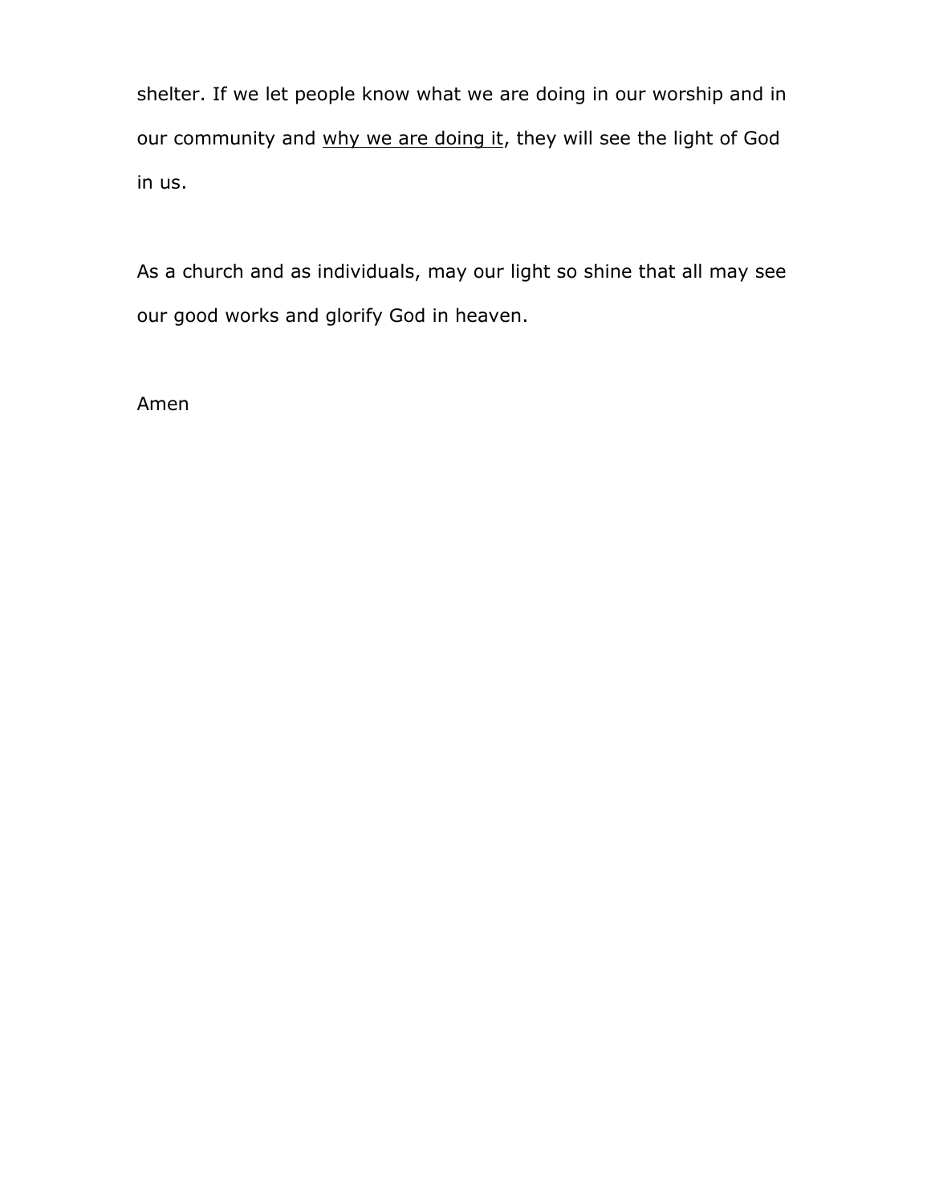shelter. If we let people know what we are doing in our worship and in our community and <u>why we are doing it</u>, they will see the light of God in us.

As a church and as individuals, may our light so shine that all may see our good works and glorify God in heaven.

Amen